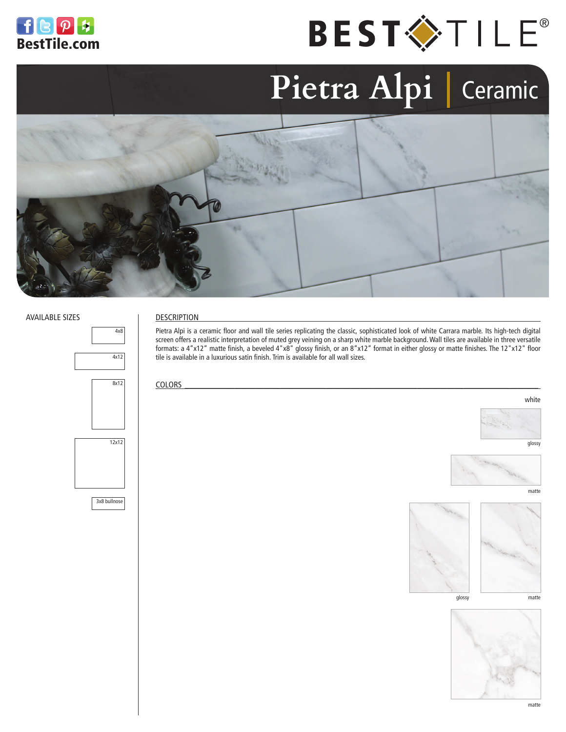BestTile.com

BEST TILE®

# Pietra Alpi | Ceramic

## AVAILABLE SIZES

4x8

4x12

8x12

12x12

3x8 bullnose

## DESCRIPTION

Pietra Alpi is a ceramic floor and wall tile series replicating the classic, sophisticated look of white Carrara marble. Its high-tech digital screen offers a realistic interpretation of muted grey veining on a sharp white marble background. Wall tiles are available in three versatile formats: a 4"x12" matte finish, a beveled 4"x8" glossy finish, or an 8"x12" format in either glossy or matte finishes. The 12"x12" floor tile is available in a luxurious satin finish. Trim is available for all wall sizes.

## COLORS

white

glossy

matte

glossy

matte

matte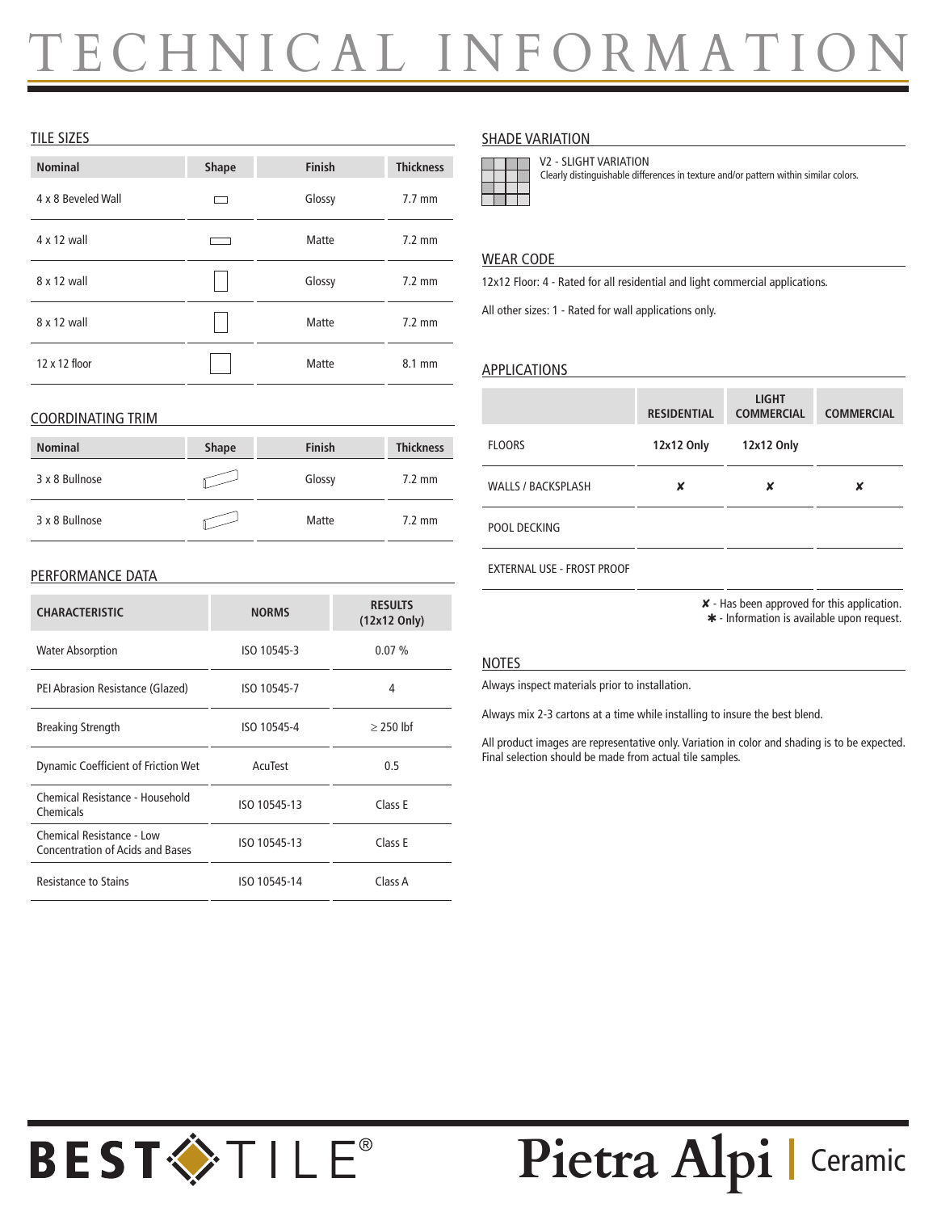# TECHNICAL INFORMATION

## TILE SIZES

| Nominal | Shape | Finish | Thickness |
|---|---|---|---|
| 4 x 8 Beveled Wall | | Glossy | 7.7 mm |
| 4 x 12 wall | | Matte | 7.2 mm |
| 8 x 12 wall | | Glossy | 7.2 mm |
| 8 x 12 wall | | Matte | 7.2 mm |
| 12 x 12 floor | | Matte | 8.1 mm |

## COORDINATING TRIM

| Nominal | Shape | Finish | Thickness |
|---|---|---|---|
| 3 x 8 Bullnose | | Glossy | 7.2 mm |
| 3 x 8 Bullnose | | Matte | 7.2 mm |

## PERFORMANCE DATA

| CHARACTERISTIC | NORMS | RESULTS (12x12 Only) |
|---|---|---|
| Water Absorption | ISO 10545-3 | 0.07 % |
| PEI Abrasion Resistance (Glazed) | ISO 10545-7 | 4 |
| Breaking Strength | ISO 10545-4 | ≥ 250 lbf |
| Dynamic Coefficient of Friction Wet | AcuTest | 0.5 |
| Chemical Resistance - Household Chemicals | ISO 10545-13 | Class E |
| Chemical Resistance - Low Concentration of Acids and Bases | ISO 10545-13 | Class E |
| Resistance to Stains | ISO 10545-14 | Class A |

## SHADE VARIATION

V2 - SLIGHT VARIATION
Clearly distinguishable differences in texture and/or pattern within similar colors.

## WEAR CODE

12x12 Floor: 4 - Rated for all residential and light commercial applications.

All other sizes: 1 - Rated for wall applications only.

## APPLICATIONS

| | RESIDENTIAL | LIGHT COMMERCIAL | COMMERCIAL |
|---|---|---|---|
| FLOORS | 12x12 Only | 12x12 Only | |
| WALLS / BACKSPLASH | ✘ | ✘ | ✘ |
| POOL DECKING | | | |
| EXTERNAL USE - FROST PROOF | | | |

✘ - Has been approved for this application.
✱ - Information is available upon request.

## NOTES

Always inspect materials prior to installation.

Always mix 2-3 cartons at a time while installing to insure the best blend.

All product images are representative only. Variation in color and shading is to be expected. Final selection should be made from actual tile samples.

BESTTILE® | Pietra Alpi | Ceramic